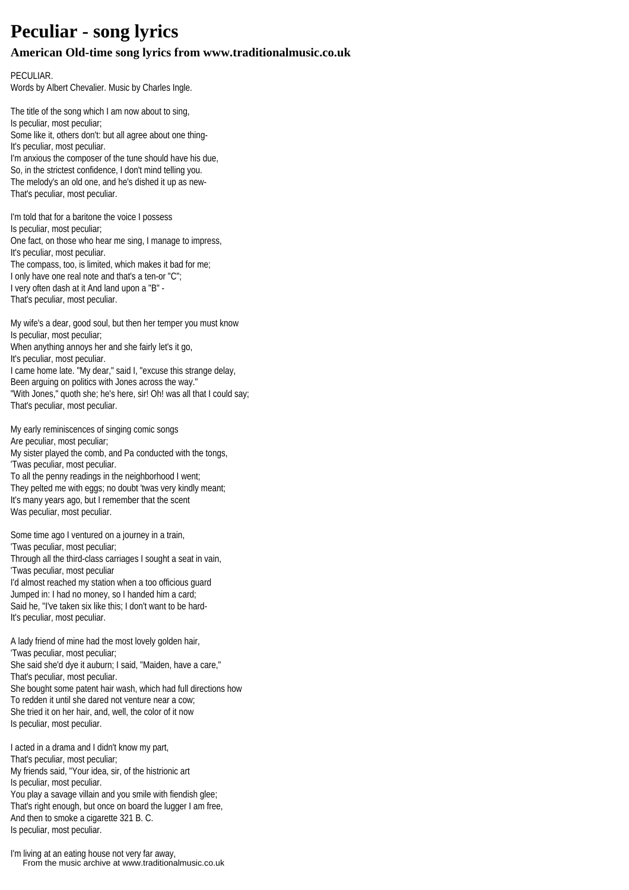# Peculiar - song lyrics

## American Old-time song lyrics from www.traditionalmusic.co.uk

PECULIAR.
Words by Albert Chevalier. Music by Charles Ingle.

The title of the song which I am now about to sing,
Is peculiar, most peculiar;
Some like it, others don't: but all agree about one thing-
It's peculiar, most peculiar.
I'm anxious the composer of the tune should have his due,
So, in the strictest confidence, I don't mind telling you.
The melody's an old one, and he's dished it up as new-
That's peculiar, most peculiar.

I'm told that for a baritone the voice I possess
Is peculiar, most peculiar;
One fact, on those who hear me sing, I manage to impress,
It's peculiar, most peculiar.
The compass, too, is limited, which makes it bad for me;
I only have one real note and that's a ten-or "C";
I very often dash at it And land upon a "B" -
That's peculiar, most peculiar.

My wife's a dear, good soul, but then her temper you must know
Is peculiar, most peculiar;
When anything annoys her and she fairly let's it go,
It's peculiar, most peculiar.
I came home late. "My dear," said I, "excuse this strange delay,
Been arguing on politics with Jones across the way."
"With Jones," quoth she; he's here, sir! Oh! was all that I could say;
That's peculiar, most peculiar.

My early reminiscences of singing comic songs
Are peculiar, most peculiar;
My sister played the comb, and Pa conducted with the tongs,
'Twas peculiar, most peculiar.
To all the penny readings in the neighborhood I went;
They pelted me with eggs; no doubt 'twas very kindly meant;
It's many years ago, but I remember that the scent
Was peculiar, most peculiar.

Some time ago I ventured on a journey in a train,
'Twas peculiar, most peculiar;
Through all the third-class carriages I sought a seat in vain,
'Twas peculiar, most peculiar
I'd almost reached my station when a too officious guard
Jumped in: I had no money, so I handed him a card;
Said he, "I've taken six like this; I don't want to be hard-
It's peculiar, most peculiar.

A lady friend of mine had the most lovely golden hair,
'Twas peculiar, most peculiar;
She said she'd dye it auburn; I said, "Maiden, have a care,"
That's peculiar, most peculiar.
She bought some patent hair wash, which had full directions how
To redden it until she dared not venture near a cow;
She tried it on her hair, and, well, the color of it now
Is peculiar, most peculiar.

I acted in a drama and I didn't know my part,
That's peculiar, most peculiar;
My friends said, "Your idea, sir, of the histrionic art
Is peculiar, most peculiar.
You play a savage villain and you smile with fiendish glee;
That's right enough, but once on board the lugger I am free,
And then to smoke a cigarette 321 B. C.
Is peculiar, most peculiar.

I'm living at an eating house not very far away,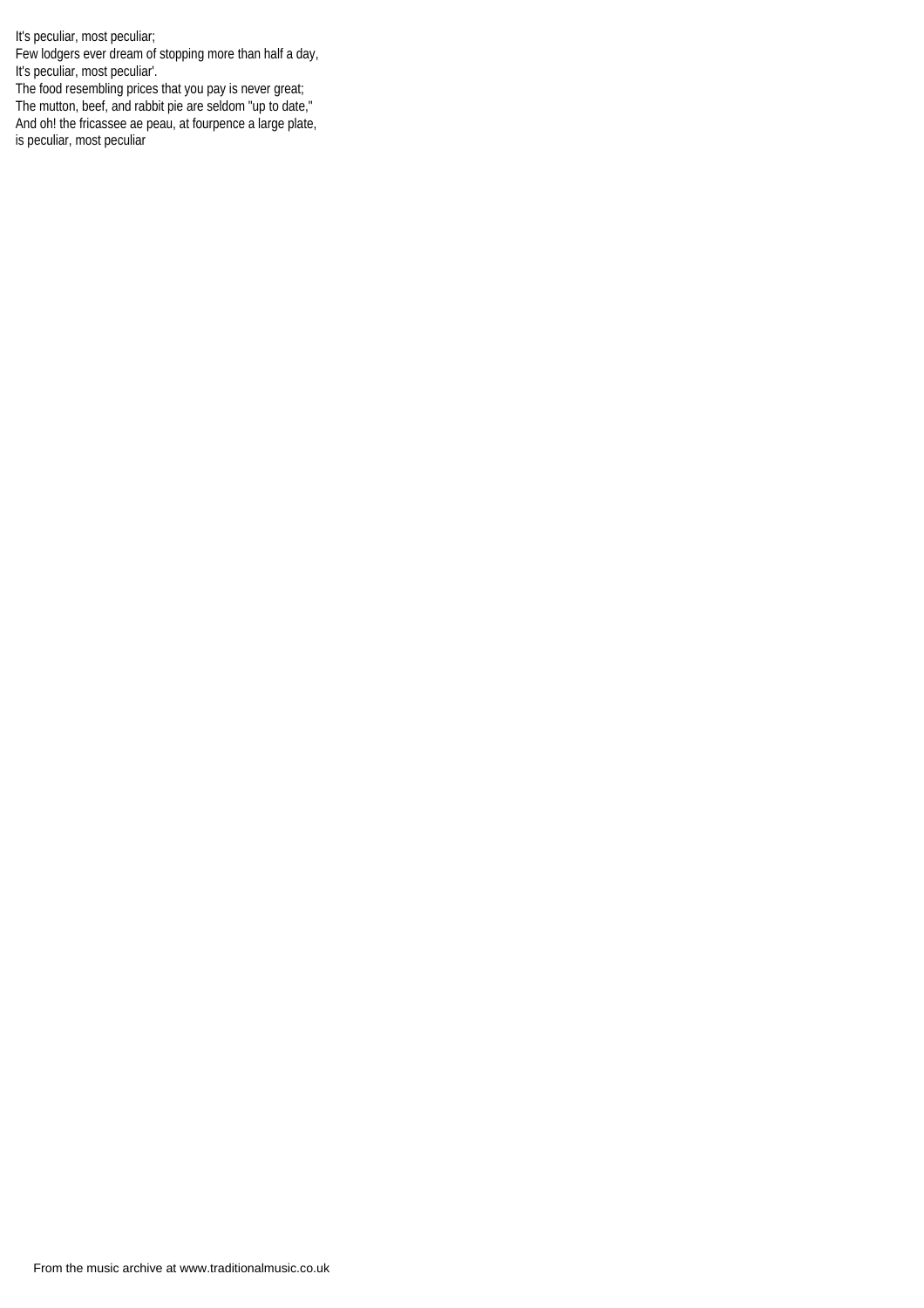It's peculiar, most peculiar;
Few lodgers ever dream of stopping more than half a day,
It's peculiar, most peculiar'.
The food resembling prices that you pay is never great;
The mutton, beef, and rabbit pie are seldom "up to date,"
And oh! the fricassee ae peau, at fourpence a large plate,
is peculiar, most peculiar

From the music archive at www.traditionalmusic.co.uk